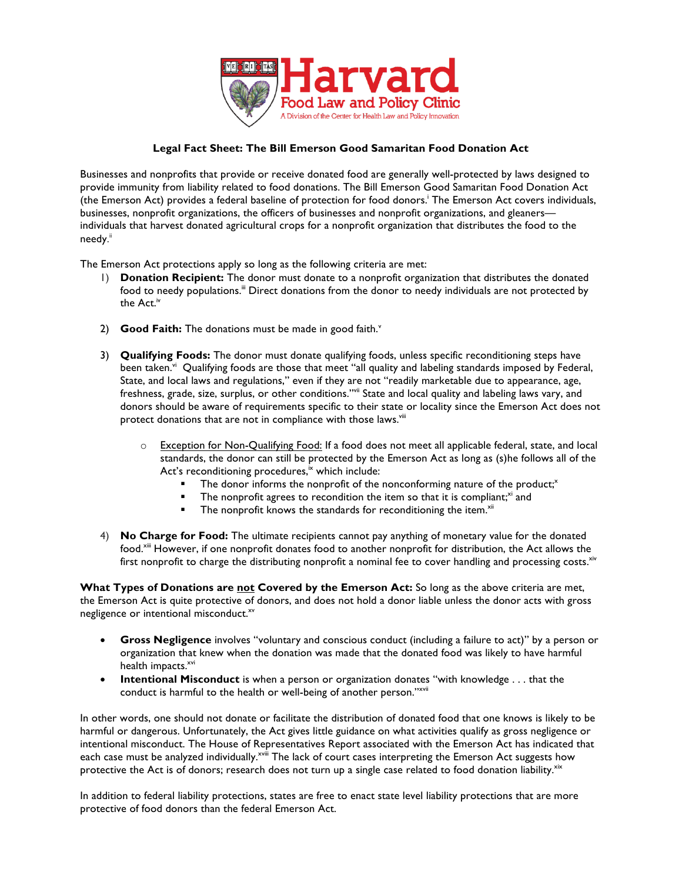Harvard Food Law and Policy Clinic
A Division of the Center for Health Law and Policy Innovation

## Legal Fact Sheet: The Bill Emerson Good Samaritan Food Donation Act

Businesses and nonprofits that provide or receive donated food are generally well-protected by laws designed to provide immunity from liability related to food donations. The Bill Emerson Good Samaritan Food Donation Act (the Emerson Act) provides a federal baseline of protection for food donors.[i] The Emerson Act covers individuals, businesses, nonprofit organizations, the officers of businesses and nonprofit organizations, and gleaners—individuals that harvest donated agricultural crops for a nonprofit organization that distributes the food to the needy.[ii]

The Emerson Act protections apply so long as the following criteria are met:

1) **Donation Recipient:** The donor must donate to a nonprofit organization that distributes the donated food to needy populations.[iii] Direct donations from the donor to needy individuals are not protected by the Act.[iv]

2) **Good Faith:** The donations must be made in good faith.[v]

3) **Qualifying Foods:** The donor must donate qualifying foods, unless specific reconditioning steps have been taken.[vi] Qualifying foods are those that meet "all quality and labeling standards imposed by Federal, State, and local laws and regulations," even if they are not "readily marketable due to appearance, age, freshness, grade, size, surplus, or other conditions."[vii] State and local quality and labeling laws vary, and donors should be aware of requirements specific to their state or locality since the Emerson Act does not protect donations that are not in compliance with those laws.[viii]

   - Exception for Non-Qualifying Food: If a food does not meet all applicable federal, state, and local standards, the donor can still be protected by the Emerson Act as long as (s)he follows all of the Act's reconditioning procedures,[ix] which include:
     - The donor informs the nonprofit of the nonconforming nature of the product;[x]
     - The nonprofit agrees to recondition the item so that it is compliant;[xi] and
     - The nonprofit knows the standards for reconditioning the item.[xii]

4) **No Charge for Food:** The ultimate recipients cannot pay anything of monetary value for the donated food.[xiii] However, if one nonprofit donates food to another nonprofit for distribution, the Act allows the first nonprofit to charge the distributing nonprofit a nominal fee to cover handling and processing costs.[xiv]

**What Types of Donations are not Covered by the Emerson Act:** So long as the above criteria are met, the Emerson Act is quite protective of donors, and does not hold a donor liable unless the donor acts with gross negligence or intentional misconduct.[xv]

- **Gross Negligence** involves "voluntary and conscious conduct (including a failure to act)" by a person or organization that knew when the donation was made that the donated food was likely to have harmful health impacts.[xvi]
- **Intentional Misconduct** is when a person or organization donates "with knowledge . . . that the conduct is harmful to the health or well-being of another person."[xvii]

In other words, one should not donate or facilitate the distribution of donated food that one knows is likely to be harmful or dangerous. Unfortunately, the Act gives little guidance on what activities qualify as gross negligence or intentional misconduct. The House of Representatives Report associated with the Emerson Act has indicated that each case must be analyzed individually.[xviii] The lack of court cases interpreting the Emerson Act suggests how protective the Act is of donors; research does not turn up a single case related to food donation liability.[xix]

In addition to federal liability protections, states are free to enact state level liability protections that are more protective of food donors than the federal Emerson Act.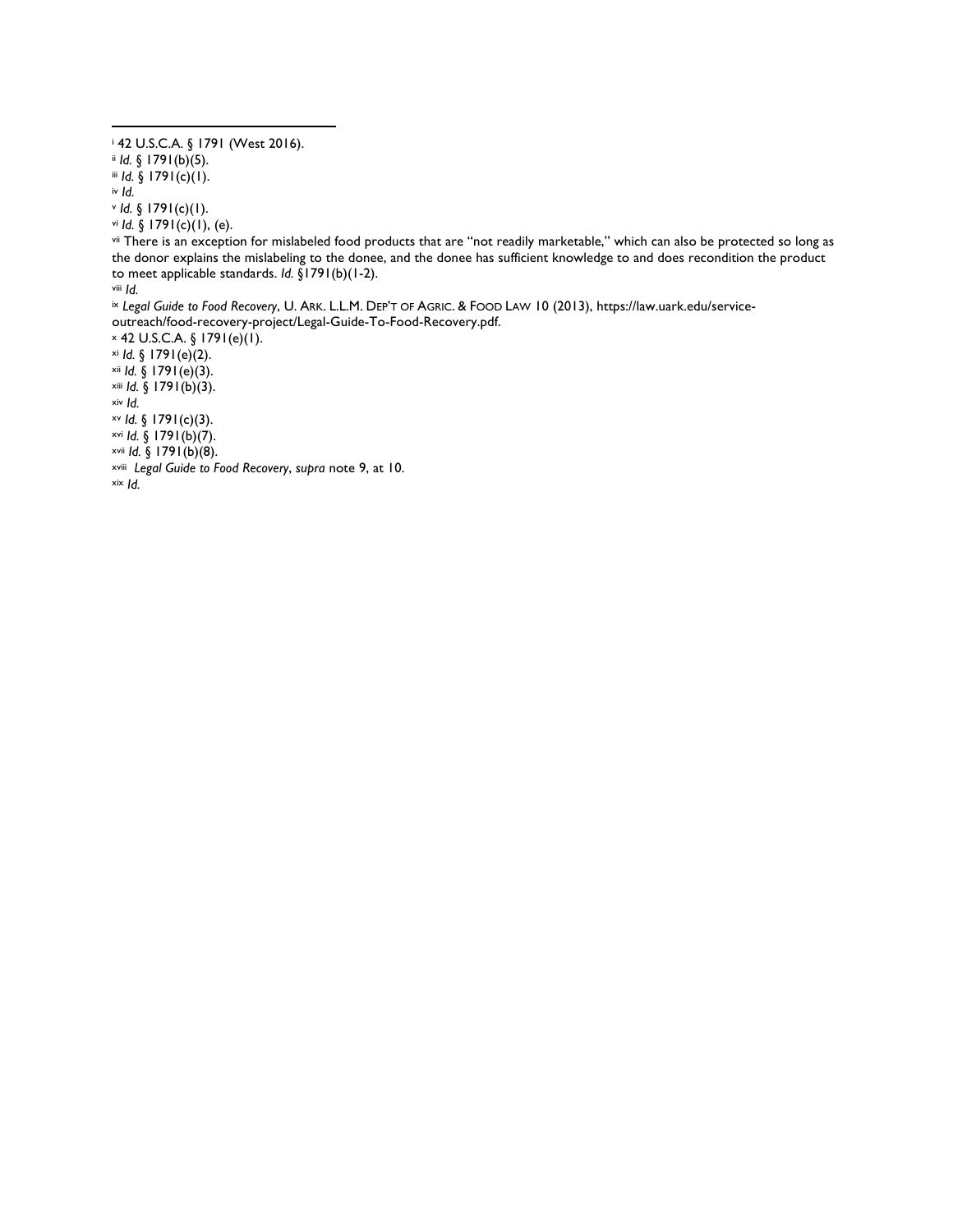[i] 42 U.S.C.A. § 1791 (West 2016).
[ii] *Id.* § 1791(b)(5).
[iii] *Id.* § 1791(c)(1).
[iv] *Id.*
[v] *Id.* § 1791(c)(1).
[vi] *Id.* § 1791(c)(1), (e).
[vii] There is an exception for mislabeled food products that are "not readily marketable," which can also be protected so long as the donor explains the mislabeling to the donee, and the donee has sufficient knowledge to and does recondition the product to meet applicable standards. *Id.* §1791(b)(1-2).
[viii] *Id.*
[ix] *Legal Guide to Food Recovery*, U. ARK. L.L.M. DEP'T OF AGRIC. & FOOD LAW 10 (2013), https://law.uark.edu/service-outreach/food-recovery-project/Legal-Guide-To-Food-Recovery.pdf.
[x] 42 U.S.C.A. § 1791(e)(1).
[xi] *Id.* § 1791(e)(2).
[xii] *Id.* § 1791(e)(3).
[xiii] *Id.* § 1791(b)(3).
[xiv] *Id.*
[xv] *Id.* § 1791(c)(3).
[xvi] *Id.* § 1791(b)(7).
[xvii] *Id.* § 1791(b)(8).
[xviii] *Legal Guide to Food Recovery*, *supra* note 9, at 10.
[xix] *Id.*